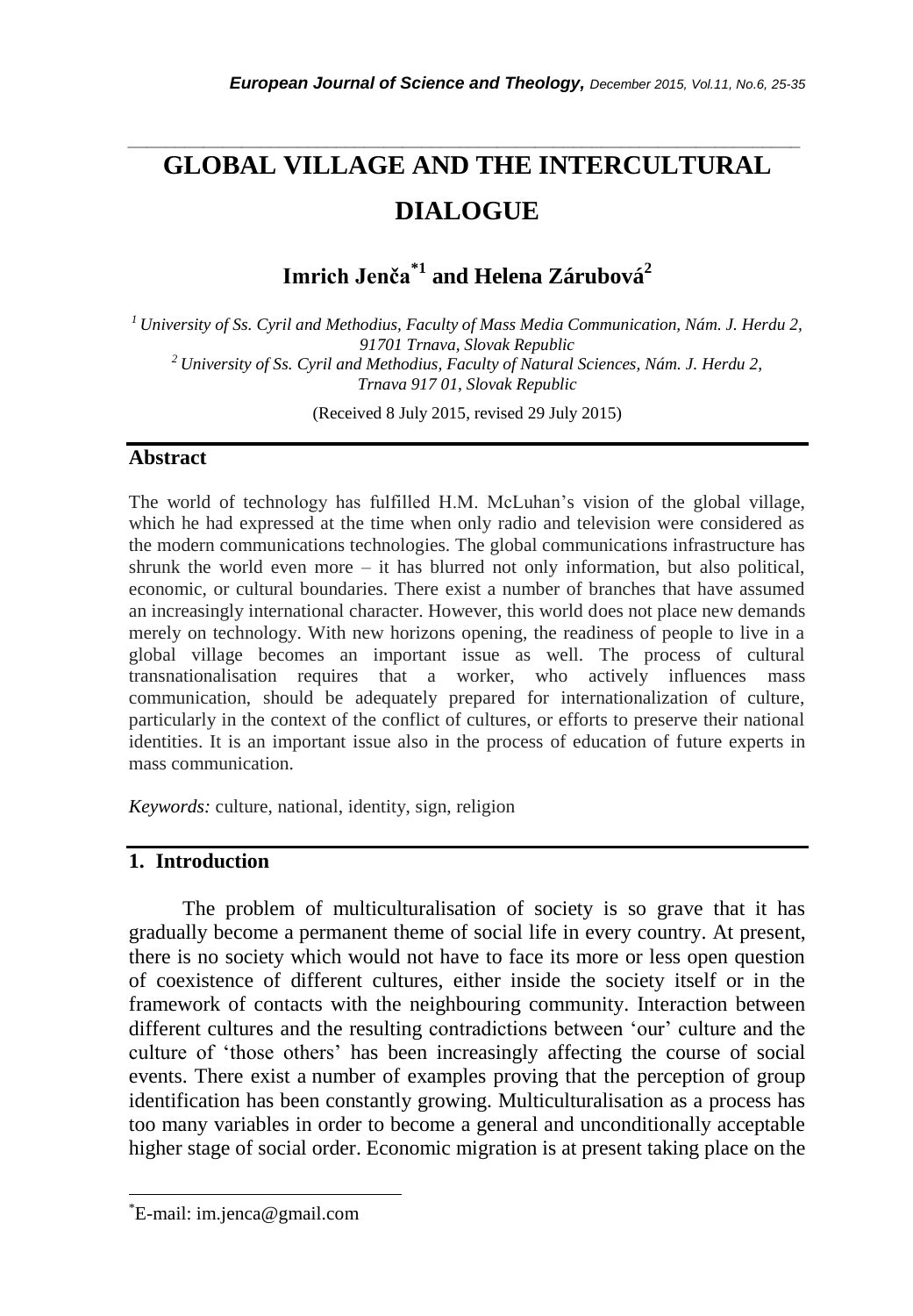# GLOBAL VILLAGE AND THE INTERCULTURAL DIALOGUE

## Imrich Jenča[*1] and Helena Zárubová[2]

[1] *University of Ss. Cyril and Methodius, Faculty of Mass Media Communication, Nám. J. Herdu 2, 91701 Trnava, Slovak Republic*
[2] *University of Ss. Cyril and Methodius, Faculty of Natural Sciences, Nám. J. Herdu 2, Trnava 917 01, Slovak Republic*

(Received 8 July 2015, revised 29 July 2015)

## Abstract

The world of technology has fulfilled H.M. McLuhan's vision of the global village, which he had expressed at the time when only radio and television were considered as the modern communications technologies. The global communications infrastructure has shrunk the world even more – it has blurred not only information, but also political, economic, or cultural boundaries. There exist a number of branches that have assumed an increasingly international character. However, this world does not place new demands merely on technology. With new horizons opening, the readiness of people to live in a global village becomes an important issue as well. The process of cultural transnationalisation requires that a worker, who actively influences mass communication, should be adequately prepared for internationalization of culture, particularly in the context of the conflict of cultures, or efforts to preserve their national identities. It is an important issue also in the process of education of future experts in mass communication.

*Keywords:* culture, national, identity, sign, religion

## 1. Introduction

The problem of multiculturalisation of society is so grave that it has gradually become a permanent theme of social life in every country. At present, there is no society which would not have to face its more or less open question of coexistence of different cultures, either inside the society itself or in the framework of contacts with the neighbouring community. Interaction between different cultures and the resulting contradictions between 'our' culture and the culture of 'those others' has been increasingly affecting the course of social events. There exist a number of examples proving that the perception of group identification has been constantly growing. Multiculturalisation as a process has too many variables in order to become a general and unconditionally acceptable higher stage of social order. Economic migration is at present taking place on the

[*] E-mail: im.jenca@gmail.com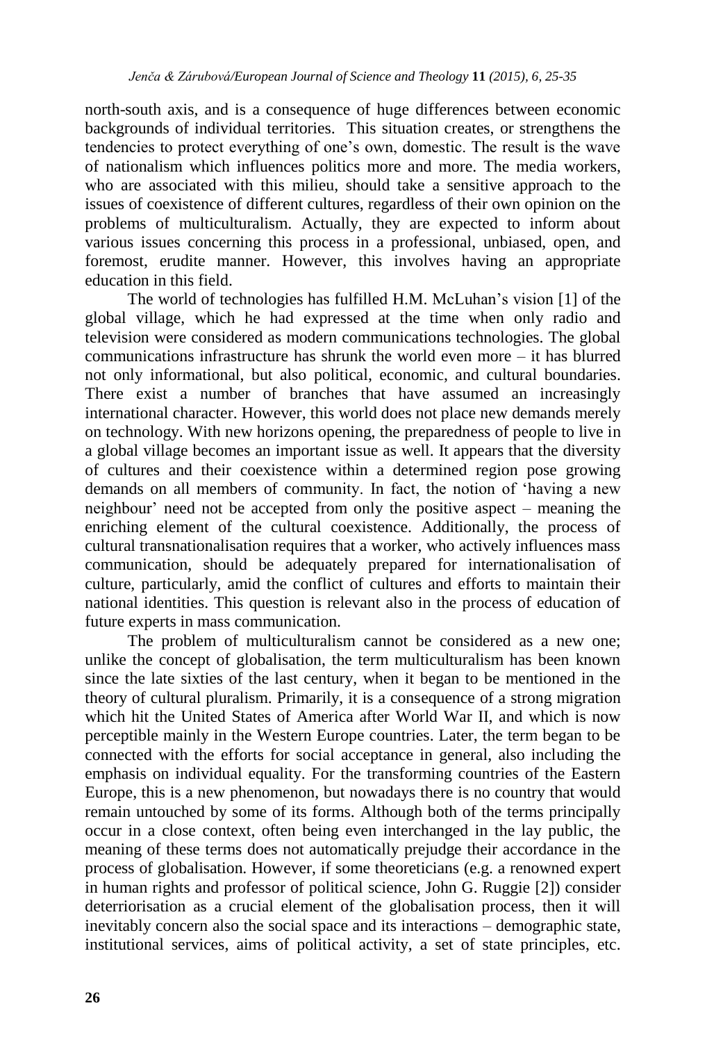north-south axis, and is a consequence of huge differences between economic backgrounds of individual territories. This situation creates, or strengthens the tendencies to protect everything of one's own, domestic. The result is the wave of nationalism which influences politics more and more. The media workers, who are associated with this milieu, should take a sensitive approach to the issues of coexistence of different cultures, regardless of their own opinion on the problems of multiculturalism. Actually, they are expected to inform about various issues concerning this process in a professional, unbiased, open, and foremost, erudite manner. However, this involves having an appropriate education in this field.

The world of technologies has fulfilled H.M. McLuhan's vision [1] of the global village, which he had expressed at the time when only radio and television were considered as modern communications technologies. The global communications infrastructure has shrunk the world even more – it has blurred not only informational, but also political, economic, and cultural boundaries. There exist a number of branches that have assumed an increasingly international character. However, this world does not place new demands merely on technology. With new horizons opening, the preparedness of people to live in a global village becomes an important issue as well. It appears that the diversity of cultures and their coexistence within a determined region pose growing demands on all members of community. In fact, the notion of 'having a new neighbour' need not be accepted from only the positive aspect – meaning the enriching element of the cultural coexistence. Additionally, the process of cultural transnationalisation requires that a worker, who actively influences mass communication, should be adequately prepared for internationalisation of culture, particularly, amid the conflict of cultures and efforts to maintain their national identities. This question is relevant also in the process of education of future experts in mass communication.

The problem of multiculturalism cannot be considered as a new one; unlike the concept of globalisation, the term multiculturalism has been known since the late sixties of the last century, when it began to be mentioned in the theory of cultural pluralism. Primarily, it is a consequence of a strong migration which hit the United States of America after World War II, and which is now perceptible mainly in the Western Europe countries. Later, the term began to be connected with the efforts for social acceptance in general, also including the emphasis on individual equality. For the transforming countries of the Eastern Europe, this is a new phenomenon, but nowadays there is no country that would remain untouched by some of its forms. Although both of the terms principally occur in a close context, often being even interchanged in the lay public, the meaning of these terms does not automatically prejudge their accordance in the process of globalisation. However, if some theoreticians (e.g. a renowned expert in human rights and professor of political science, John G. Ruggie [2]) consider deterriorisation as a crucial element of the globalisation process, then it will inevitably concern also the social space and its interactions – demographic state, institutional services, aims of political activity, a set of state principles, etc.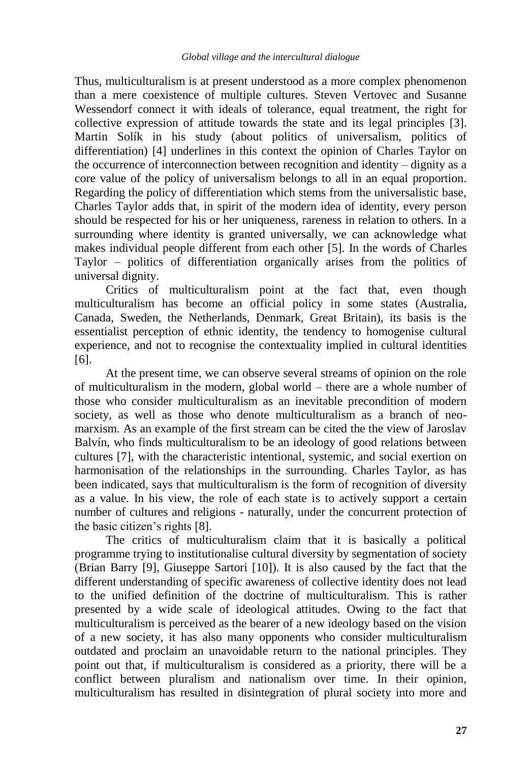Thus, multiculturalism is at present understood as a more complex phenomenon than a mere coexistence of multiple cultures. Steven Vertovec and Susanne Wessendorf connect it with ideals of tolerance, equal treatment, the right for collective expression of attitude towards the state and its legal principles [3]. Martin Solík in his study (about politics of universalism, politics of differentiation) [4] underlines in this context the opinion of Charles Taylor on the occurrence of interconnection between recognition and identity – dignity as a core value of the policy of universalism belongs to all in an equal proportion. Regarding the policy of differentiation which stems from the universalistic base, Charles Taylor adds that, in spirit of the modern idea of identity, every person should be respected for his or her uniqueness, rareness in relation to others. In a surrounding where identity is granted universally, we can acknowledge what makes individual people different from each other [5]. In the words of Charles Taylor – politics of differentiation organically arises from the politics of universal dignity.

Critics of multiculturalism point at the fact that, even though multiculturalism has become an official policy in some states (Australia, Canada, Sweden, the Netherlands, Denmark, Great Britain), its basis is the essentialist perception of ethnic identity, the tendency to homogenise cultural experience, and not to recognise the contextuality implied in cultural identities [6].

At the present time, we can observe several streams of opinion on the role of multiculturalism in the modern, global world – there are a whole number of those who consider multiculturalism as an inevitable precondition of modern society, as well as those who denote multiculturalism as a branch of neo-marxism. As an example of the first stream can be cited the the view of Jaroslav Balvín, who finds multiculturalism to be an ideology of good relations between cultures [7], with the characteristic intentional, systemic, and social exertion on harmonisation of the relationships in the surrounding. Charles Taylor, as has been indicated, says that multiculturalism is the form of recognition of diversity as a value. In his view, the role of each state is to actively support a certain number of cultures and religions - naturally, under the concurrent protection of the basic citizen's rights [8].

The critics of multiculturalism claim that it is basically a political programme trying to institutionalise cultural diversity by segmentation of society (Brian Barry [9], Giuseppe Sartori [10]). It is also caused by the fact that the different understanding of specific awareness of collective identity does not lead to the unified definition of the doctrine of multiculturalism. This is rather presented by a wide scale of ideological attitudes. Owing to the fact that multiculturalism is perceived as the bearer of a new ideology based on the vision of a new society, it has also many opponents who consider multiculturalism outdated and proclaim an unavoidable return to the national principles. They point out that, if multiculturalism is considered as a priority, there will be a conflict between pluralism and nationalism over time. In their opinion, multiculturalism has resulted in disintegration of plural society into more and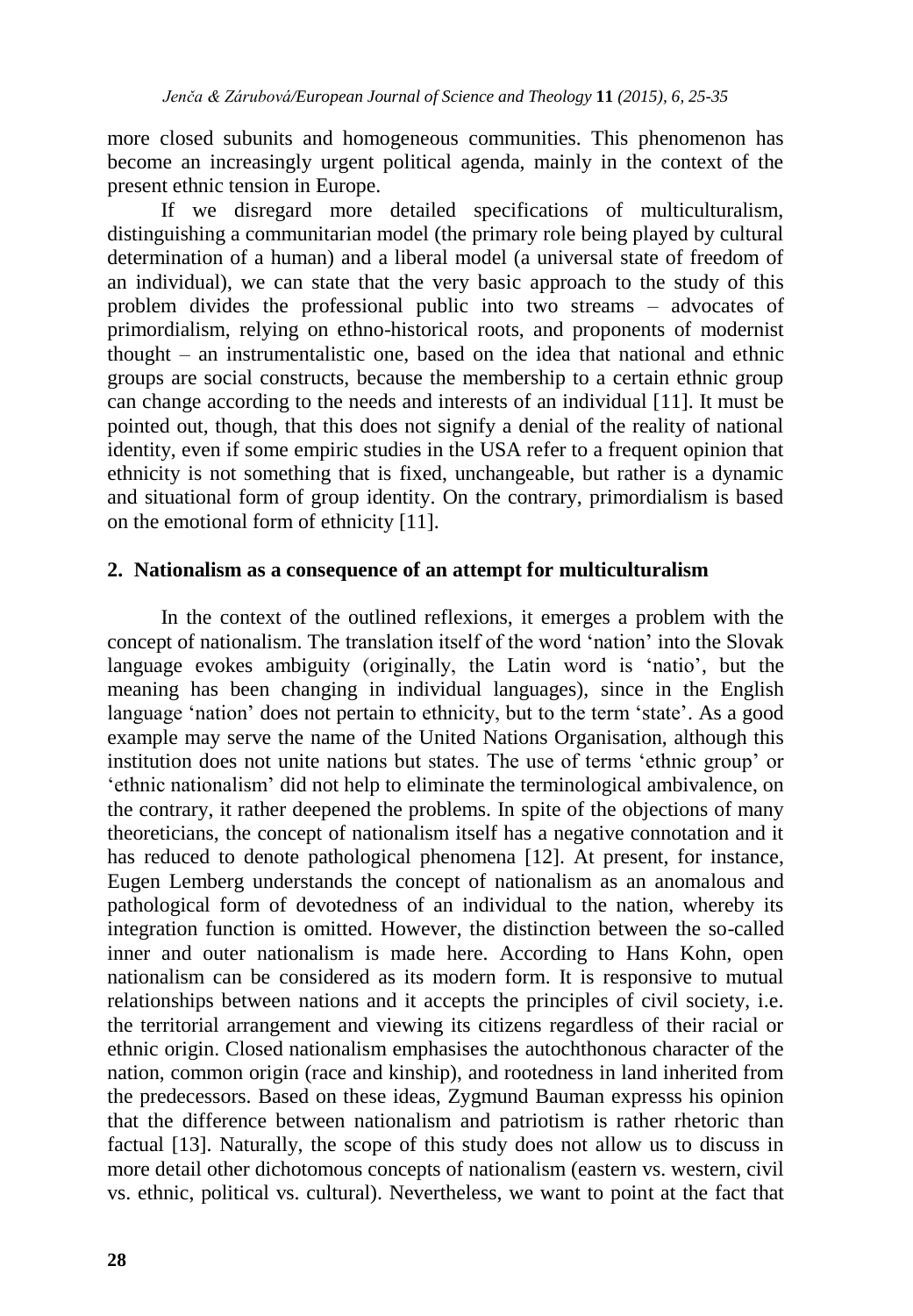more closed subunits and homogeneous communities. This phenomenon has become an increasingly urgent political agenda, mainly in the context of the present ethnic tension in Europe.

If we disregard more detailed specifications of multiculturalism, distinguishing a communitarian model (the primary role being played by cultural determination of a human) and a liberal model (a universal state of freedom of an individual), we can state that the very basic approach to the study of this problem divides the professional public into two streams – advocates of primordialism, relying on ethno-historical roots, and proponents of modernist thought – an instrumentalistic one, based on the idea that national and ethnic groups are social constructs, because the membership to a certain ethnic group can change according to the needs and interests of an individual [11]. It must be pointed out, though, that this does not signify a denial of the reality of national identity, even if some empiric studies in the USA refer to a frequent opinion that ethnicity is not something that is fixed, unchangeable, but rather is a dynamic and situational form of group identity. On the contrary, primordialism is based on the emotional form of ethnicity [11].

## 2. Nationalism as a consequence of an attempt for multiculturalism

In the context of the outlined reflexions, it emerges a problem with the concept of nationalism. The translation itself of the word 'nation' into the Slovak language evokes ambiguity (originally, the Latin word is 'natio', but the meaning has been changing in individual languages), since in the English language 'nation' does not pertain to ethnicity, but to the term 'state'. As a good example may serve the name of the United Nations Organisation, although this institution does not unite nations but states. The use of terms 'ethnic group' or 'ethnic nationalism' did not help to eliminate the terminological ambivalence, on the contrary, it rather deepened the problems. In spite of the objections of many theoreticians, the concept of nationalism itself has a negative connotation and it has reduced to denote pathological phenomena [12]. At present, for instance, Eugen Lemberg understands the concept of nationalism as an anomalous and pathological form of devotedness of an individual to the nation, whereby its integration function is omitted. However, the distinction between the so-called inner and outer nationalism is made here. According to Hans Kohn, open nationalism can be considered as its modern form. It is responsive to mutual relationships between nations and it accepts the principles of civil society, i.e. the territorial arrangement and viewing its citizens regardless of their racial or ethnic origin. Closed nationalism emphasises the autochthonous character of the nation, common origin (race and kinship), and rootedness in land inherited from the predecessors. Based on these ideas, Zygmund Bauman expresss his opinion that the difference between nationalism and patriotism is rather rhetoric than factual [13]. Naturally, the scope of this study does not allow us to discuss in more detail other dichotomous concepts of nationalism (eastern vs. western, civil vs. ethnic, political vs. cultural). Nevertheless, we want to point at the fact that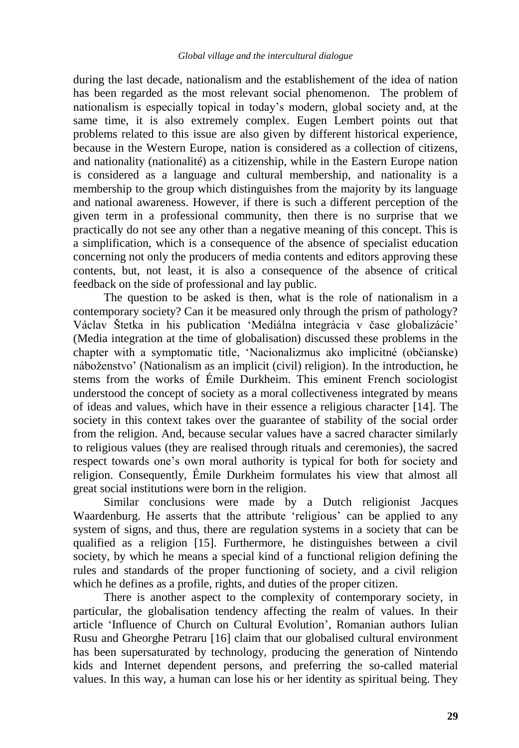during the last decade, nationalism and the establishement of the idea of nation has been regarded as the most relevant social phenomenon. The problem of nationalism is especially topical in today's modern, global society and, at the same time, it is also extremely complex. Eugen Lembert points out that problems related to this issue are also given by different historical experience, because in the Western Europe, nation is considered as a collection of citizens, and nationality (nationalité) as a citizenship, while in the Eastern Europe nation is considered as a language and cultural membership, and nationality is a membership to the group which distinguishes from the majority by its language and national awareness. However, if there is such a different perception of the given term in a professional community, then there is no surprise that we practically do not see any other than a negative meaning of this concept. This is a simplification, which is a consequence of the absence of specialist education concerning not only the producers of media contents and editors approving these contents, but, not least, it is also a consequence of the absence of critical feedback on the side of professional and lay public.

The question to be asked is then, what is the role of nationalism in a contemporary society? Can it be measured only through the prism of pathology? Václav Štetka in his publication 'Mediálna integrácia v čase globalizácie' (Media integration at the time of globalisation) discussed these problems in the chapter with a symptomatic title, 'Nacionalizmus ako implicitné (občianske) náboženstvo' (Nationalism as an implicit (civil) religion). In the introduction, he stems from the works of Émile Durkheim. This eminent French sociologist understood the concept of society as a moral collectiveness integrated by means of ideas and values, which have in their essence a religious character [14]. The society in this context takes over the guarantee of stability of the social order from the religion. And, because secular values have a sacred character similarly to religious values (they are realised through rituals and ceremonies), the sacred respect towards one's own moral authority is typical for both for society and religion. Consequently, Émile Durkheim formulates his view that almost all great social institutions were born in the religion.

Similar conclusions were made by a Dutch religionist Jacques Waardenburg. He asserts that the attribute 'religious' can be applied to any system of signs, and thus, there are regulation systems in a society that can be qualified as a religion [15]. Furthermore, he distinguishes between a civil society, by which he means a special kind of a functional religion defining the rules and standards of the proper functioning of society, and a civil religion which he defines as a profile, rights, and duties of the proper citizen.

There is another aspect to the complexity of contemporary society, in particular, the globalisation tendency affecting the realm of values. In their article 'Influence of Church on Cultural Evolution', Romanian authors Iulian Rusu and Gheorghe Petraru [16] claim that our globalised cultural environment has been supersaturated by technology, producing the generation of Nintendo kids and Internet dependent persons, and preferring the so-called material values. In this way, a human can lose his or her identity as spiritual being. They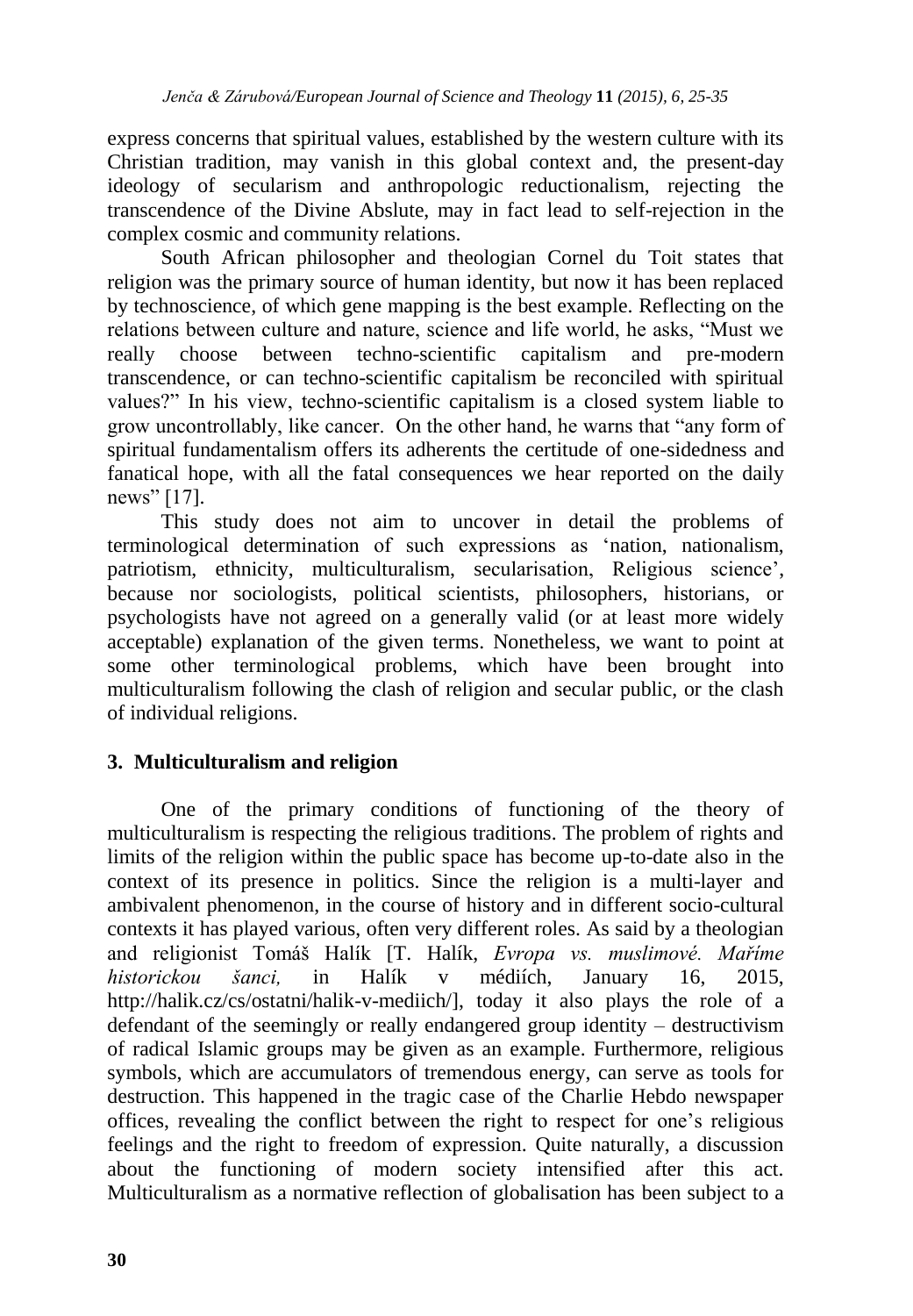express concerns that spiritual values, established by the western culture with its Christian tradition, may vanish in this global context and, the present-day ideology of secularism and anthropologic reductionalism, rejecting the transcendence of the Divine Abslute, may in fact lead to self-rejection in the complex cosmic and community relations.

South African philosopher and theologian Cornel du Toit states that religion was the primary source of human identity, but now it has been replaced by technoscience, of which gene mapping is the best example. Reflecting on the relations between culture and nature, science and life world, he asks, "Must we really choose between techno-scientific capitalism and pre-modern transcendence, or can techno-scientific capitalism be reconciled with spiritual values?" In his view, techno-scientific capitalism is a closed system liable to grow uncontrollably, like cancer. On the other hand, he warns that "any form of spiritual fundamentalism offers its adherents the certitude of one-sidedness and fanatical hope, with all the fatal consequences we hear reported on the daily news" [17].

This study does not aim to uncover in detail the problems of terminological determination of such expressions as 'nation, nationalism, patriotism, ethnicity, multiculturalism, secularisation, Religious science', because nor sociologists, political scientists, philosophers, historians, or psychologists have not agreed on a generally valid (or at least more widely acceptable) explanation of the given terms. Nonetheless, we want to point at some other terminological problems, which have been brought into multiculturalism following the clash of religion and secular public, or the clash of individual religions.

## 3. Multiculturalism and religion

One of the primary conditions of functioning of the theory of multiculturalism is respecting the religious traditions. The problem of rights and limits of the religion within the public space has become up-to-date also in the context of its presence in politics. Since the religion is a multi-layer and ambivalent phenomenon, in the course of history and in different socio-cultural contexts it has played various, often very different roles. As said by a theologian and religionist Tomáš Halík [T. Halík, *Evropa vs. muslimové. Maříme historickou šanci,* in Halík v médiích, January 16, 2015, http://halik.cz/cs/ostatni/halik-v-mediich/], today it also plays the role of a defendant of the seemingly or really endangered group identity – destructivism of radical Islamic groups may be given as an example. Furthermore, religious symbols, which are accumulators of tremendous energy, can serve as tools for destruction. This happened in the tragic case of the Charlie Hebdo newspaper offices, revealing the conflict between the right to respect for one's religious feelings and the right to freedom of expression. Quite naturally, a discussion about the functioning of modern society intensified after this act. Multiculturalism as a normative reflection of globalisation has been subject to a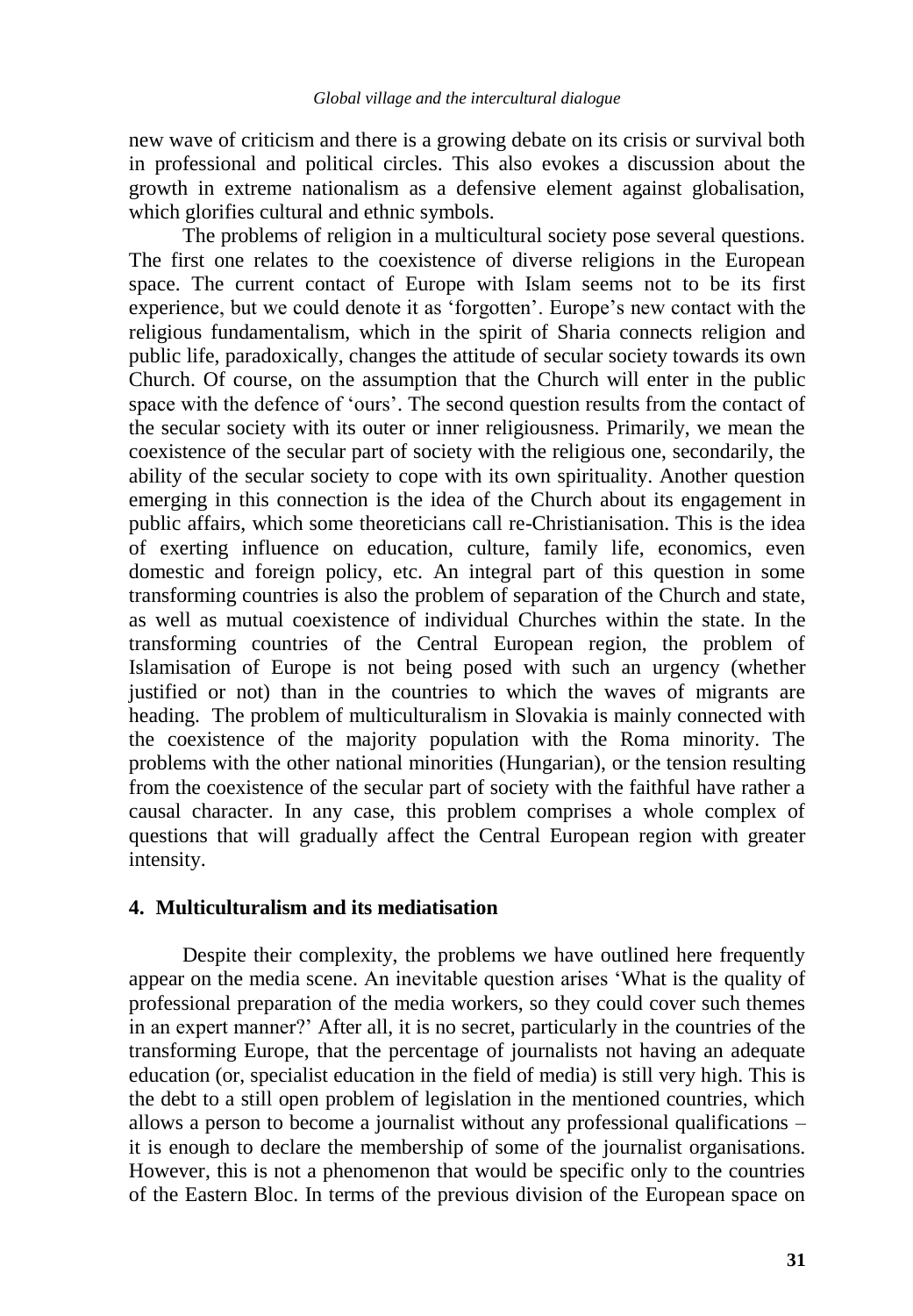new wave of criticism and there is a growing debate on its crisis or survival both in professional and political circles. This also evokes a discussion about the growth in extreme nationalism as a defensive element against globalisation, which glorifies cultural and ethnic symbols.

The problems of religion in a multicultural society pose several questions. The first one relates to the coexistence of diverse religions in the European space. The current contact of Europe with Islam seems not to be its first experience, but we could denote it as 'forgotten'. Europe's new contact with the religious fundamentalism, which in the spirit of Sharia connects religion and public life, paradoxically, changes the attitude of secular society towards its own Church. Of course, on the assumption that the Church will enter in the public space with the defence of 'ours'. The second question results from the contact of the secular society with its outer or inner religiousness. Primarily, we mean the coexistence of the secular part of society with the religious one, secondarily, the ability of the secular society to cope with its own spirituality. Another question emerging in this connection is the idea of the Church about its engagement in public affairs, which some theoreticians call re-Christianisation. This is the idea of exerting influence on education, culture, family life, economics, even domestic and foreign policy, etc. An integral part of this question in some transforming countries is also the problem of separation of the Church and state, as well as mutual coexistence of individual Churches within the state. In the transforming countries of the Central European region, the problem of Islamisation of Europe is not being posed with such an urgency (whether justified or not) than in the countries to which the waves of migrants are heading. The problem of multiculturalism in Slovakia is mainly connected with the coexistence of the majority population with the Roma minority. The problems with the other national minorities (Hungarian), or the tension resulting from the coexistence of the secular part of society with the faithful have rather a causal character. In any case, this problem comprises a whole complex of questions that will gradually affect the Central European region with greater intensity.

## 4. Multiculturalism and its mediatisation

Despite their complexity, the problems we have outlined here frequently appear on the media scene. An inevitable question arises 'What is the quality of professional preparation of the media workers, so they could cover such themes in an expert manner?' After all, it is no secret, particularly in the countries of the transforming Europe, that the percentage of journalists not having an adequate education (or, specialist education in the field of media) is still very high. This is the debt to a still open problem of legislation in the mentioned countries, which allows a person to become a journalist without any professional qualifications – it is enough to declare the membership of some of the journalist organisations. However, this is not a phenomenon that would be specific only to the countries of the Eastern Bloc. In terms of the previous division of the European space on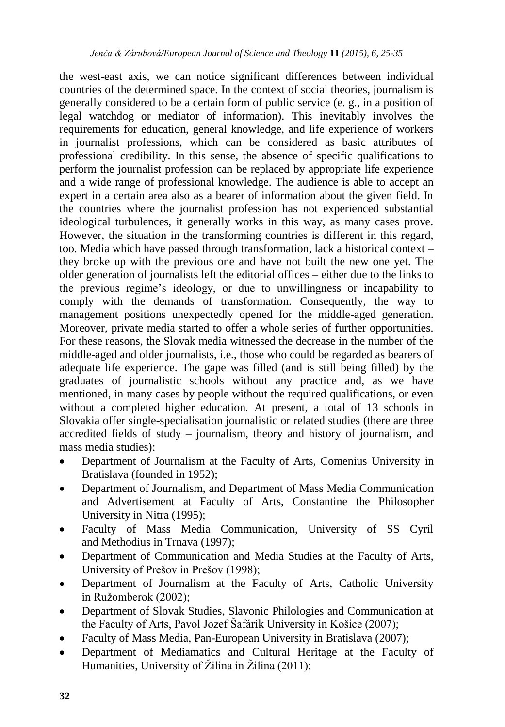the west-east axis, we can notice significant differences between individual countries of the determined space. In the context of social theories, journalism is generally considered to be a certain form of public service (e. g., in a position of legal watchdog or mediator of information). This inevitably involves the requirements for education, general knowledge, and life experience of workers in journalist professions, which can be considered as basic attributes of professional credibility. In this sense, the absence of specific qualifications to perform the journalist profession can be replaced by appropriate life experience and a wide range of professional knowledge. The audience is able to accept an expert in a certain area also as a bearer of information about the given field. In the countries where the journalist profession has not experienced substantial ideological turbulences, it generally works in this way, as many cases prove. However, the situation in the transforming countries is different in this regard, too. Media which have passed through transformation, lack a historical context – they broke up with the previous one and have not built the new one yet. The older generation of journalists left the editorial offices – either due to the links to the previous regime's ideology, or due to unwillingness or incapability to comply with the demands of transformation. Consequently, the way to management positions unexpectedly opened for the middle-aged generation. Moreover, private media started to offer a whole series of further opportunities. For these reasons, the Slovak media witnessed the decrease in the number of the middle-aged and older journalists, i.e., those who could be regarded as bearers of adequate life experience. The gape was filled (and is still being filled) by the graduates of journalistic schools without any practice and, as we have mentioned, in many cases by people without the required qualifications, or even without a completed higher education. At present, a total of 13 schools in Slovakia offer single-specialisation journalistic or related studies (there are three accredited fields of study – journalism, theory and history of journalism, and mass media studies):

- Department of Journalism at the Faculty of Arts, Comenius University in Bratislava (founded in 1952);
- Department of Journalism, and Department of Mass Media Communication and Advertisement at Faculty of Arts, Constantine the Philosopher University in Nitra (1995);
- Faculty of Mass Media Communication, University of SS Cyril and Methodius in Trnava (1997);
- Department of Communication and Media Studies at the Faculty of Arts, University of Prešov in Prešov (1998);
- Department of Journalism at the Faculty of Arts, Catholic University in Ružomberok (2002);
- Department of Slovak Studies, Slavonic Philologies and Communication at the Faculty of Arts, Pavol Jozef Šafárik University in Košice (2007);
- Faculty of Mass Media, Pan-European University in Bratislava (2007);
- Department of Mediamatics and Cultural Heritage at the Faculty of Humanities, University of Žilina in Žilina (2011);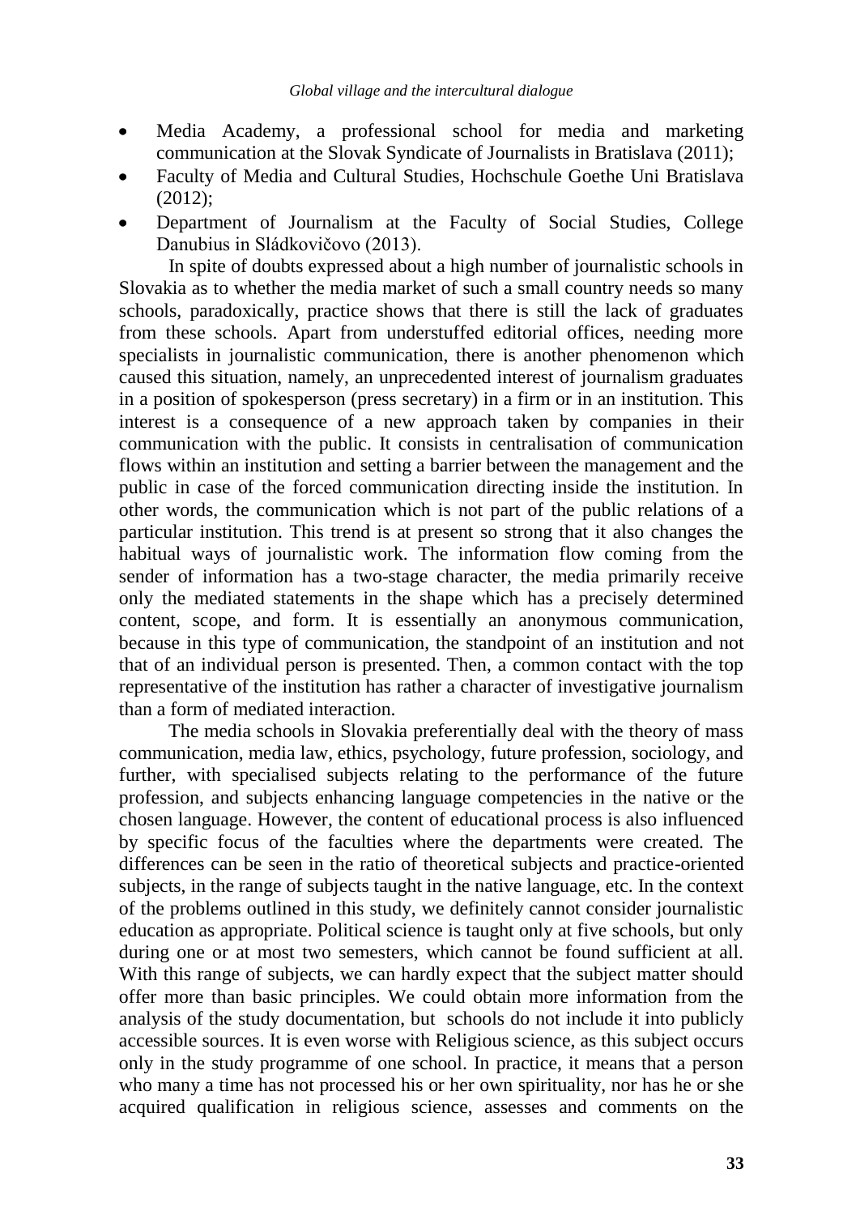- Media Academy, a professional school for media and marketing communication at the Slovak Syndicate of Journalists in Bratislava (2011);
- Faculty of Media and Cultural Studies, Hochschule Goethe Uni Bratislava (2012);
- Department of Journalism at the Faculty of Social Studies, College Danubius in Sládkovičovo (2013).

In spite of doubts expressed about a high number of journalistic schools in Slovakia as to whether the media market of such a small country needs so many schools, paradoxically, practice shows that there is still the lack of graduates from these schools. Apart from understuffed editorial offices, needing more specialists in journalistic communication, there is another phenomenon which caused this situation, namely, an unprecedented interest of journalism graduates in a position of spokesperson (press secretary) in a firm or in an institution. This interest is a consequence of a new approach taken by companies in their communication with the public. It consists in centralisation of communication flows within an institution and setting a barrier between the management and the public in case of the forced communication directing inside the institution. In other words, the communication which is not part of the public relations of a particular institution. This trend is at present so strong that it also changes the habitual ways of journalistic work. The information flow coming from the sender of information has a two-stage character, the media primarily receive only the mediated statements in the shape which has a precisely determined content, scope, and form. It is essentially an anonymous communication, because in this type of communication, the standpoint of an institution and not that of an individual person is presented. Then, a common contact with the top representative of the institution has rather a character of investigative journalism than a form of mediated interaction.

The media schools in Slovakia preferentially deal with the theory of mass communication, media law, ethics, psychology, future profession, sociology, and further, with specialised subjects relating to the performance of the future profession, and subjects enhancing language competencies in the native or the chosen language. However, the content of educational process is also influenced by specific focus of the faculties where the departments were created. The differences can be seen in the ratio of theoretical subjects and practice-oriented subjects, in the range of subjects taught in the native language, etc. In the context of the problems outlined in this study, we definitely cannot consider journalistic education as appropriate. Political science is taught only at five schools, but only during one or at most two semesters, which cannot be found sufficient at all. With this range of subjects, we can hardly expect that the subject matter should offer more than basic principles. We could obtain more information from the analysis of the study documentation, but schools do not include it into publicly accessible sources. It is even worse with Religious science, as this subject occurs only in the study programme of one school. In practice, it means that a person who many a time has not processed his or her own spirituality, nor has he or she acquired qualification in religious science, assesses and comments on the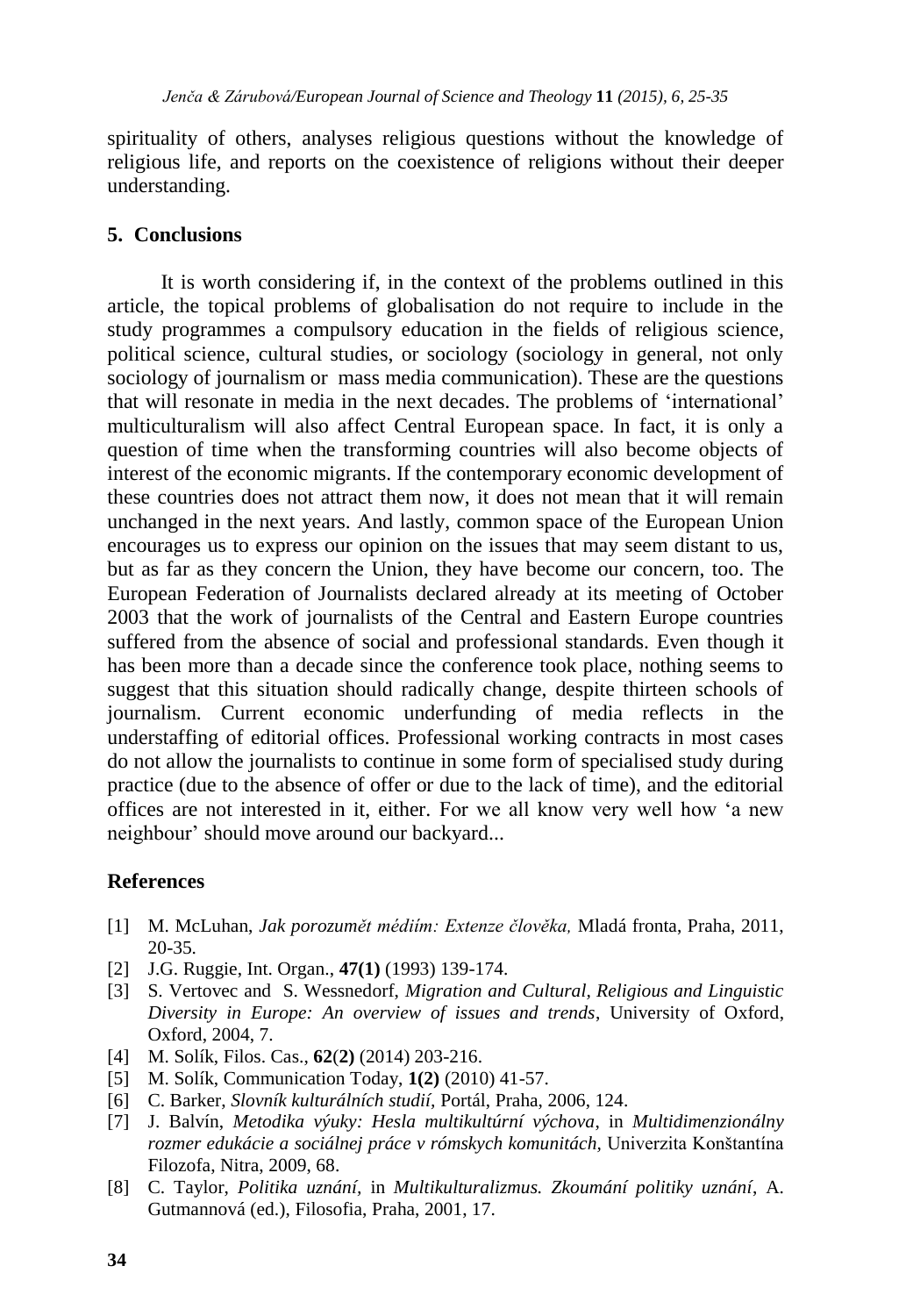spirituality of others, analyses religious questions without the knowledge of religious life, and reports on the coexistence of religions without their deeper understanding.

## 5. Conclusions

It is worth considering if, in the context of the problems outlined in this article, the topical problems of globalisation do not require to include in the study programmes a compulsory education in the fields of religious science, political science, cultural studies, or sociology (sociology in general, not only sociology of journalism or mass media communication). These are the questions that will resonate in media in the next decades. The problems of 'international' multiculturalism will also affect Central European space. In fact, it is only a question of time when the transforming countries will also become objects of interest of the economic migrants. If the contemporary economic development of these countries does not attract them now, it does not mean that it will remain unchanged in the next years. And lastly, common space of the European Union encourages us to express our opinion on the issues that may seem distant to us, but as far as they concern the Union, they have become our concern, too. The European Federation of Journalists declared already at its meeting of October 2003 that the work of journalists of the Central and Eastern Europe countries suffered from the absence of social and professional standards. Even though it has been more than a decade since the conference took place, nothing seems to suggest that this situation should radically change, despite thirteen schools of journalism. Current economic underfunding of media reflects in the understaffing of editorial offices. Professional working contracts in most cases do not allow the journalists to continue in some form of specialised study during practice (due to the absence of offer or due to the lack of time), and the editorial offices are not interested in it, either. For we all know very well how 'a new neighbour' should move around our backyard...

## References

[1] M. McLuhan, *Jak porozumět médiím: Extenze člověka,* Mladá fronta, Praha, 2011, 20-35.

[2] J.G. Ruggie, Int. Organ., **47(1)** (1993) 139-174.

[3] S. Vertovec and S. Wessnedorf, *Migration and Cultural, Religious and Linguistic Diversity in Europe: An overview of issues and trends*, University of Oxford, Oxford, 2004, 7.

[4] M. Solík, Filos. Cas., **62**(**2)** (2014) 203-216.

[5] M. Solík, Communication Today, **1(2)** (2010) 41-57.

[6] C. Barker, *Slovník kulturálních studií*, Portál, Praha, 2006, 124.

[7] J. Balvín, *Metodika výuky: Hesla multikultúrní výchova*, in *Multidimenzionálny rozmer edukácie a sociálnej práce v rómskych komunitách*, Univerzita Konštantína Filozofa, Nitra, 2009, 68.

[8] C. Taylor, *Politika uznání*, in *Multikulturalizmus. Zkoumání politiky uznání*, A. Gutmannová (ed.), Filosofia, Praha, 2001, 17.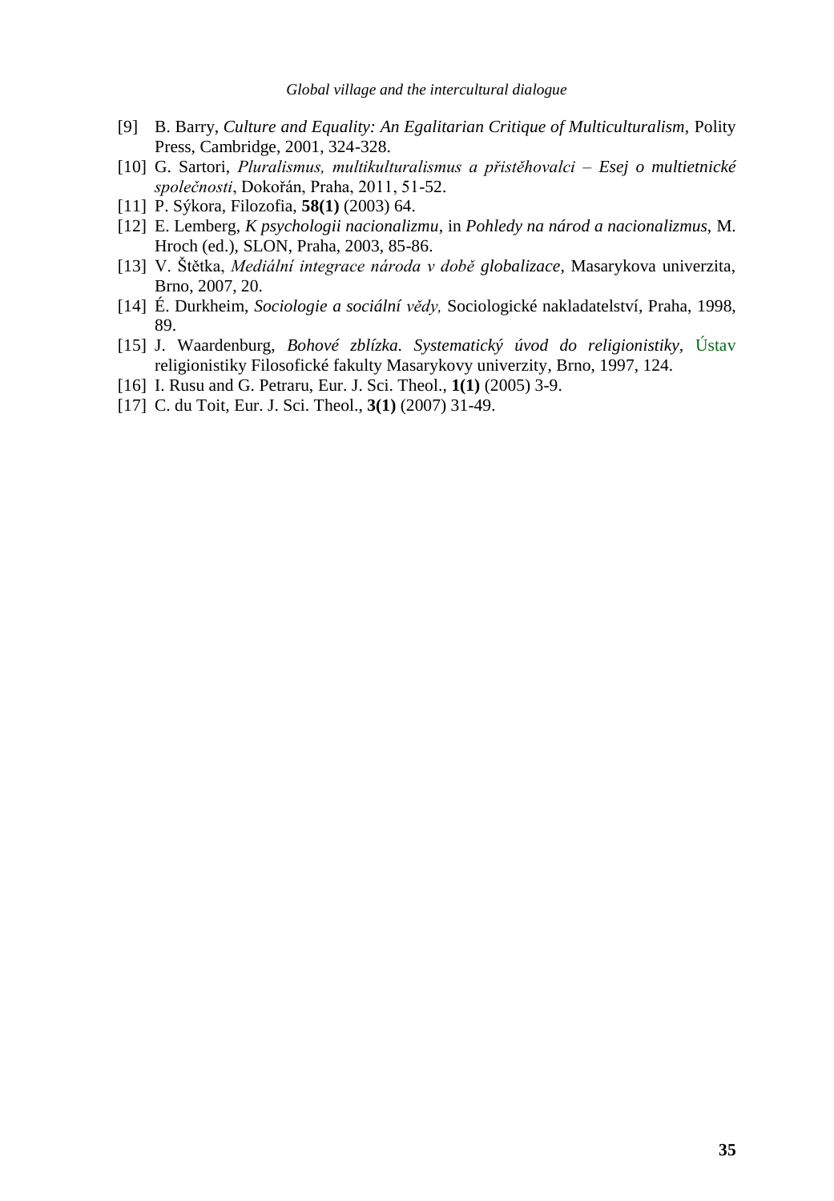[9] B. Barry, *Culture and Equality: An Egalitarian Critique of Multiculturalism*, Polity Press, Cambridge, 2001, 324-328.

[10] G. Sartori, *Pluralismus, multikulturalismus a přistěhovalci – Esej o multietnické společnosti*, Dokořán, Praha, 2011, 51-52.

[11] P. Sýkora, Filozofia, **58(1)** (2003) 64.

[12] E. Lemberg, *K psychologii nacionalizmu*, in *Pohledy na národ a nacionalizmus*, M. Hroch (ed.), SLON, Praha, 2003, 85-86.

[13] V. Štětka, *Mediální integrace národa v době globalizace*, Masarykova univerzita, Brno, 2007, 20.

[14] É. Durkheim, *Sociologie a sociální vědy,* Sociologické nakladatelství, Praha, 1998, 89.

[15] J. Waardenburg, *Bohové zblízka. Systematický úvod do religionistiky*, Ústav religionistiky Filosofické fakulty Masarykovy univerzity, Brno, 1997, 124.

[16] I. Rusu and G. Petraru, Eur. J. Sci. Theol., **1(1)** (2005) 3-9.

[17] C. du Toit, Eur. J. Sci. Theol., **3(1)** (2007) 31-49.